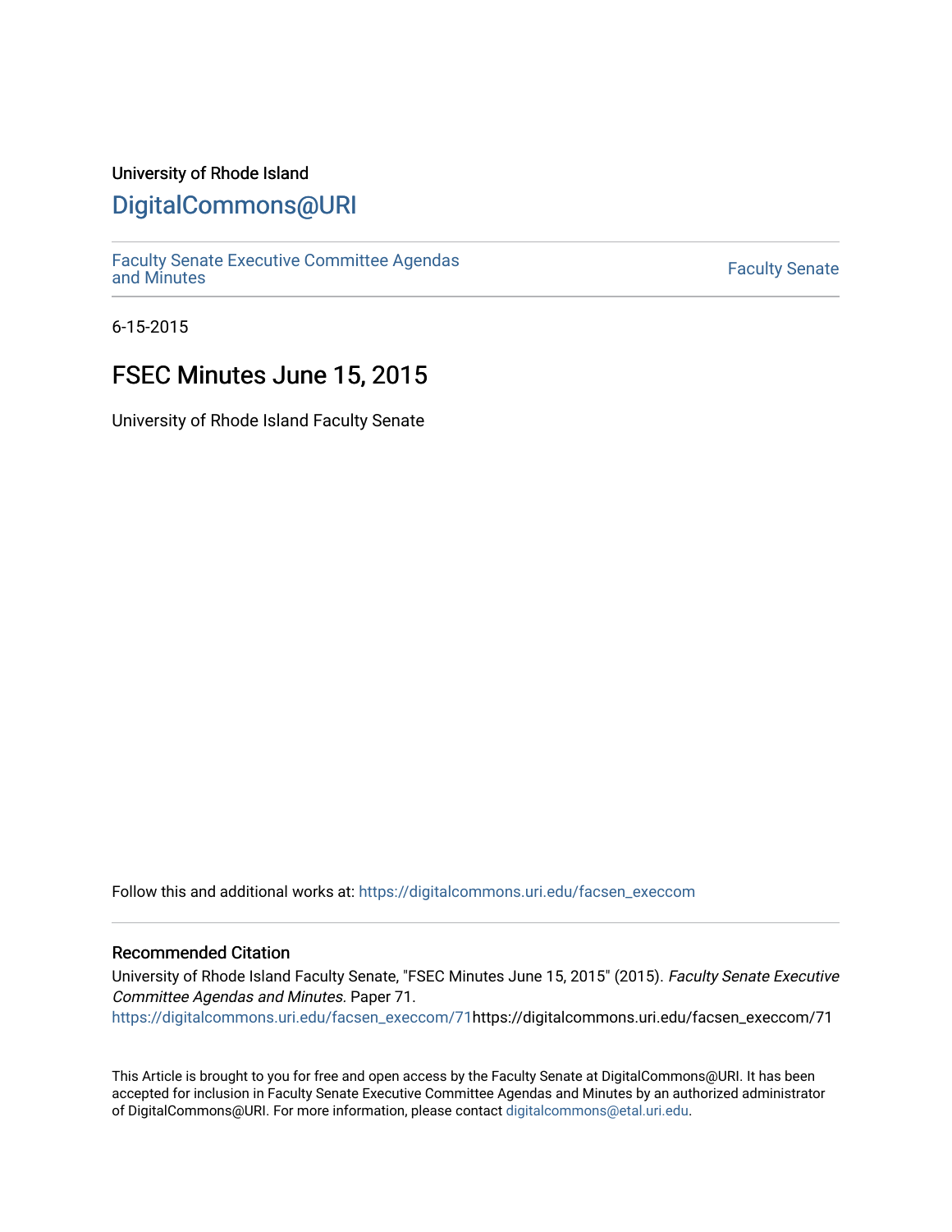University of Rhode Island

# DigitalCommons@URI

Faculty Senate Executive Committee Agendas and Minutes

Faculty Senate

6-15-2015

## FSEC Minutes June 15, 2015

University of Rhode Island Faculty Senate

Follow this and additional works at: https://digitalcommons.uri.edu/facsen_execcom

### Recommended Citation

University of Rhode Island Faculty Senate, "FSEC Minutes June 15, 2015" (2015). *Faculty Senate Executive Committee Agendas and Minutes*. Paper 71.
https://digitalcommons.uri.edu/facsen_execcom/71https://digitalcommons.uri.edu/facsen_execcom/71

This Article is brought to you for free and open access by the Faculty Senate at DigitalCommons@URI. It has been accepted for inclusion in Faculty Senate Executive Committee Agendas and Minutes by an authorized administrator of DigitalCommons@URI. For more information, please contact digitalcommons@etal.uri.edu.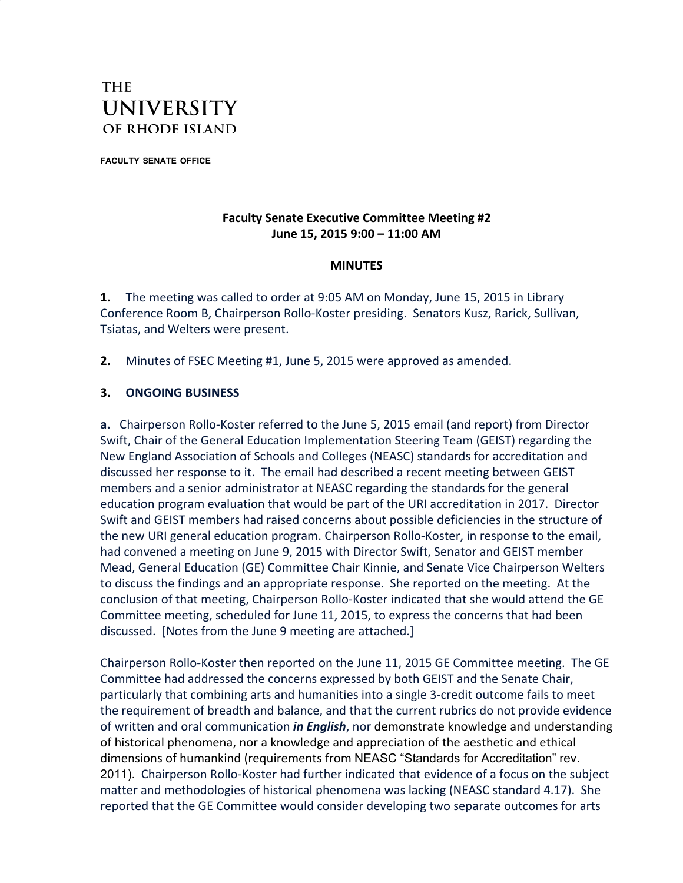# THE UNIVERSITY OF RHODE ISLAND

FACULTY SENATE OFFICE

**Faculty Senate Executive Committee Meeting #2**
**June 15, 2015 9:00 – 11:00 AM**

**MINUTES**

**1.** The meeting was called to order at 9:05 AM on Monday, June 15, 2015 in Library Conference Room B, Chairperson Rollo-Koster presiding. Senators Kusz, Rarick, Sullivan, Tsiatas, and Welters were present.

**2.** Minutes of FSEC Meeting #1, June 5, 2015 were approved as amended.

**3. ONGOING BUSINESS**

**a.** Chairperson Rollo-Koster referred to the June 5, 2015 email (and report) from Director Swift, Chair of the General Education Implementation Steering Team (GEIST) regarding the New England Association of Schools and Colleges (NEASC) standards for accreditation and discussed her response to it. The email had described a recent meeting between GEIST members and a senior administrator at NEASC regarding the standards for the general education program evaluation that would be part of the URI accreditation in 2017. Director Swift and GEIST members had raised concerns about possible deficiencies in the structure of the new URI general education program. Chairperson Rollo-Koster, in response to the email, had convened a meeting on June 9, 2015 with Director Swift, Senator and GEIST member Mead, General Education (GE) Committee Chair Kinnie, and Senate Vice Chairperson Welters to discuss the findings and an appropriate response. She reported on the meeting. At the conclusion of that meeting, Chairperson Rollo-Koster indicated that she would attend the GE Committee meeting, scheduled for June 11, 2015, to express the concerns that had been discussed. [Notes from the June 9 meeting are attached.]

Chairperson Rollo-Koster then reported on the June 11, 2015 GE Committee meeting. The GE Committee had addressed the concerns expressed by both GEIST and the Senate Chair, particularly that combining arts and humanities into a single 3-credit outcome fails to meet the requirement of breadth and balance, and that the current rubrics do not provide evidence of written and oral communication ***in English***, nor demonstrate knowledge and understanding of historical phenomena, nor a knowledge and appreciation of the aesthetic and ethical dimensions of humankind (requirements from NEASC "Standards for Accreditation" rev. 2011). Chairperson Rollo-Koster had further indicated that evidence of a focus on the subject matter and methodologies of historical phenomena was lacking (NEASC standard 4.17). She reported that the GE Committee would consider developing two separate outcomes for arts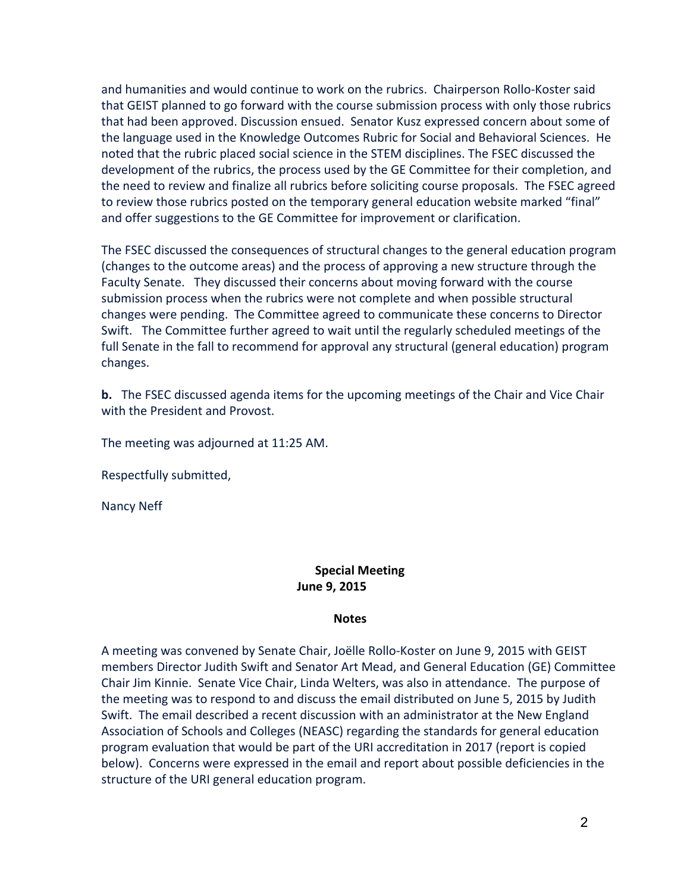and humanities and would continue to work on the rubrics. Chairperson Rollo-Koster said that GEIST planned to go forward with the course submission process with only those rubrics that had been approved. Discussion ensued. Senator Kusz expressed concern about some of the language used in the Knowledge Outcomes Rubric for Social and Behavioral Sciences. He noted that the rubric placed social science in the STEM disciplines. The FSEC discussed the development of the rubrics, the process used by the GE Committee for their completion, and the need to review and finalize all rubrics before soliciting course proposals. The FSEC agreed to review those rubrics posted on the temporary general education website marked "final" and offer suggestions to the GE Committee for improvement or clarification.

The FSEC discussed the consequences of structural changes to the general education program (changes to the outcome areas) and the process of approving a new structure through the Faculty Senate. They discussed their concerns about moving forward with the course submission process when the rubrics were not complete and when possible structural changes were pending. The Committee agreed to communicate these concerns to Director Swift. The Committee further agreed to wait until the regularly scheduled meetings of the full Senate in the fall to recommend for approval any structural (general education) program changes.

**b.** The FSEC discussed agenda items for the upcoming meetings of the Chair and Vice Chair with the President and Provost.

The meeting was adjourned at 11:25 AM.

Respectfully submitted,

Nancy Neff

**Special Meeting**
**June 9, 2015**

**Notes**

A meeting was convened by Senate Chair, Joëlle Rollo-Koster on June 9, 2015 with GEIST members Director Judith Swift and Senator Art Mead, and General Education (GE) Committee Chair Jim Kinnie. Senate Vice Chair, Linda Welters, was also in attendance. The purpose of the meeting was to respond to and discuss the email distributed on June 5, 2015 by Judith Swift. The email described a recent discussion with an administrator at the New England Association of Schools and Colleges (NEASC) regarding the standards for general education program evaluation that would be part of the URI accreditation in 2017 (report is copied below). Concerns were expressed in the email and report about possible deficiencies in the structure of the URI general education program.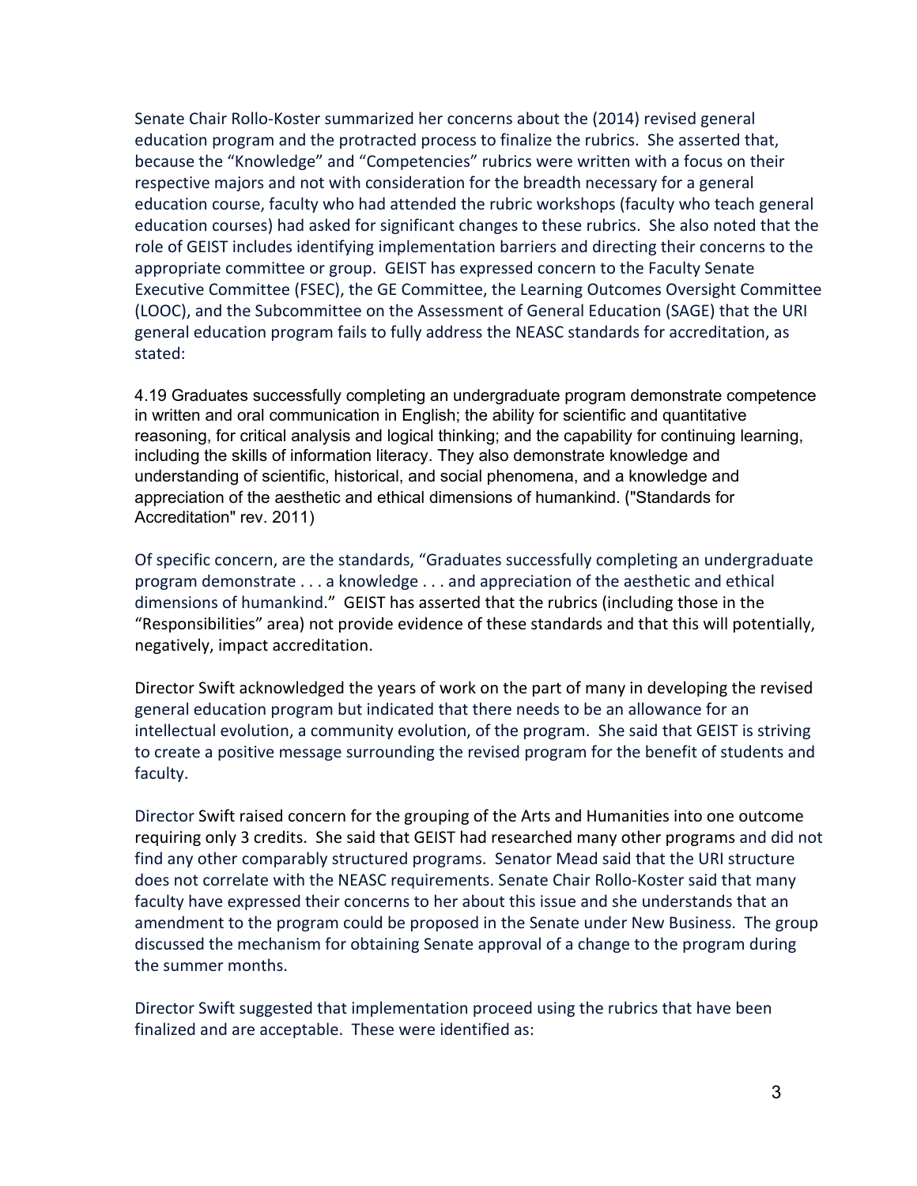Senate Chair Rollo-Koster summarized her concerns about the (2014) revised general education program and the protracted process to finalize the rubrics. She asserted that, because the "Knowledge" and "Competencies" rubrics were written with a focus on their respective majors and not with consideration for the breadth necessary for a general education course, faculty who had attended the rubric workshops (faculty who teach general education courses) had asked for significant changes to these rubrics. She also noted that the role of GEIST includes identifying implementation barriers and directing their concerns to the appropriate committee or group. GEIST has expressed concern to the Faculty Senate Executive Committee (FSEC), the GE Committee, the Learning Outcomes Oversight Committee (LOOC), and the Subcommittee on the Assessment of General Education (SAGE) that the URI general education program fails to fully address the NEASC standards for accreditation, as stated:

4.19 Graduates successfully completing an undergraduate program demonstrate competence in written and oral communication in English; the ability for scientific and quantitative reasoning, for critical analysis and logical thinking; and the capability for continuing learning, including the skills of information literacy. They also demonstrate knowledge and understanding of scientific, historical, and social phenomena, and a knowledge and appreciation of the aesthetic and ethical dimensions of humankind. ("Standards for Accreditation" rev. 2011)

Of specific concern, are the standards, "Graduates successfully completing an undergraduate program demonstrate . . . a knowledge . . . and appreciation of the aesthetic and ethical dimensions of humankind." GEIST has asserted that the rubrics (including those in the "Responsibilities" area) not provide evidence of these standards and that this will potentially, negatively, impact accreditation.

Director Swift acknowledged the years of work on the part of many in developing the revised general education program but indicated that there needs to be an allowance for an intellectual evolution, a community evolution, of the program. She said that GEIST is striving to create a positive message surrounding the revised program for the benefit of students and faculty.

Director Swift raised concern for the grouping of the Arts and Humanities into one outcome requiring only 3 credits. She said that GEIST had researched many other programs and did not find any other comparably structured programs. Senator Mead said that the URI structure does not correlate with the NEASC requirements. Senate Chair Rollo-Koster said that many faculty have expressed their concerns to her about this issue and she understands that an amendment to the program could be proposed in the Senate under New Business. The group discussed the mechanism for obtaining Senate approval of a change to the program during the summer months.

Director Swift suggested that implementation proceed using the rubrics that have been finalized and are acceptable. These were identified as: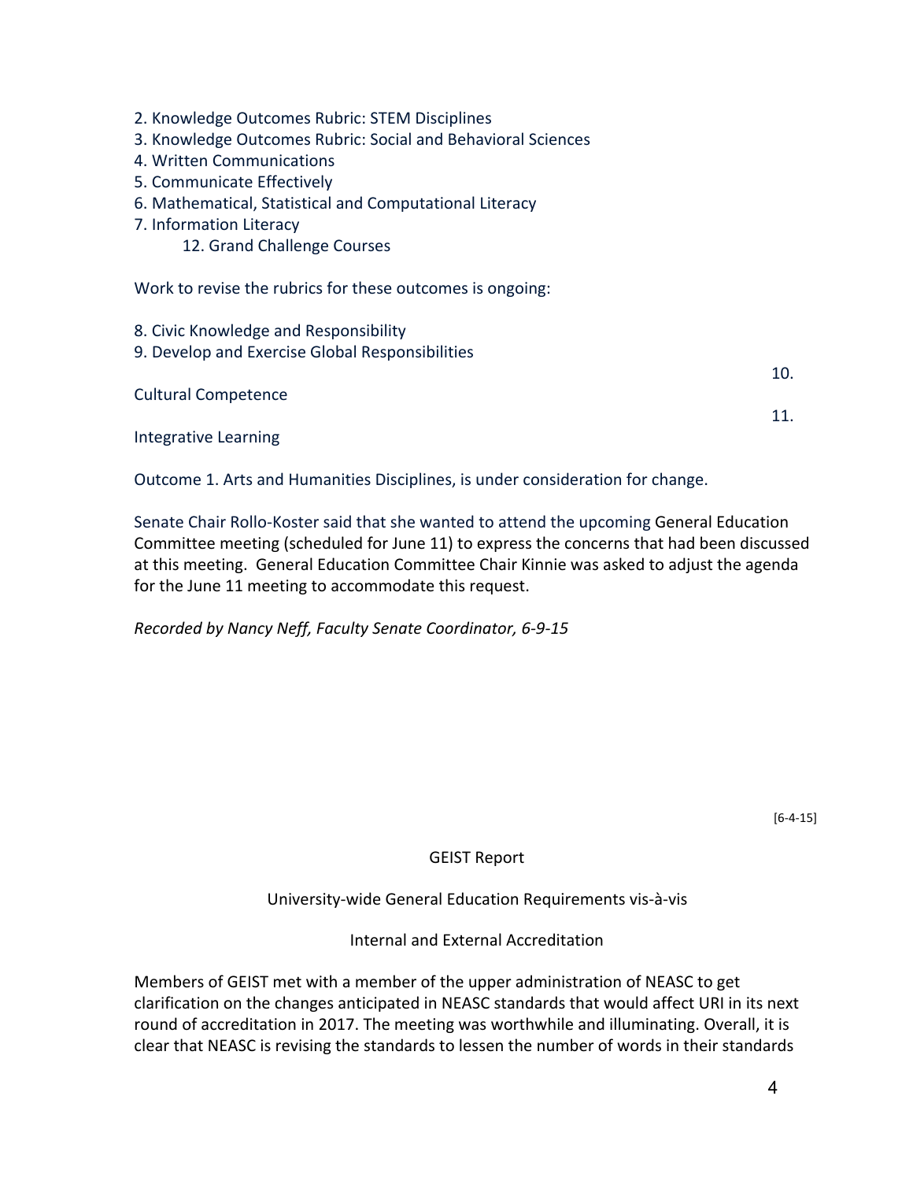2. Knowledge Outcomes Rubric: STEM Disciplines
3. Knowledge Outcomes Rubric: Social and Behavioral Sciences
4. Written Communications
5. Communicate Effectively
6. Mathematical, Statistical and Computational Literacy
7. Information Literacy
   12. Grand Challenge Courses

Work to revise the rubrics for these outcomes is ongoing:

8. Civic Knowledge and Responsibility
9. Develop and Exercise Global Responsibilities
10. Cultural Competence
11. Integrative Learning

Outcome 1. Arts and Humanities Disciplines, is under consideration for change.

Senate Chair Rollo-Koster said that she wanted to attend the upcoming General Education Committee meeting (scheduled for June 11) to express the concerns that had been discussed at this meeting. General Education Committee Chair Kinnie was asked to adjust the agenda for the June 11 meeting to accommodate this request.

*Recorded by Nancy Neff, Faculty Senate Coordinator, 6-9-15*

[6-4-15]

## GEIST Report

### University-wide General Education Requirements vis-à-vis

### Internal and External Accreditation

Members of GEIST met with a member of the upper administration of NEASC to get clarification on the changes anticipated in NEASC standards that would affect URI in its next round of accreditation in 2017. The meeting was worthwhile and illuminating. Overall, it is clear that NEASC is revising the standards to lessen the number of words in their standards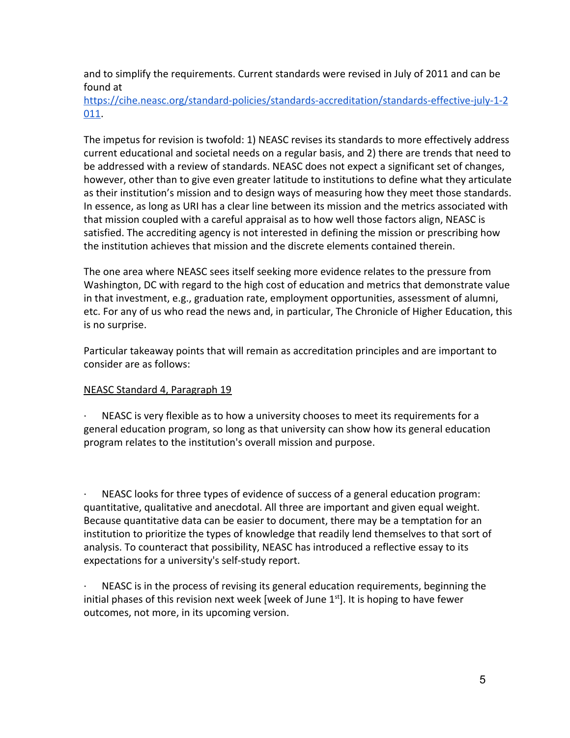and to simplify the requirements. Current standards were revised in July of 2011 and can be found at [https://cihe.neasc.org/standard-policies/standards-accreditation/standards-effective-july-1-2011](https://cihe.neasc.org/standard-policies/standards-accreditation/standards-effective-july-1-2011).

The impetus for revision is twofold: 1) NEASC revises its standards to more effectively address current educational and societal needs on a regular basis, and 2) there are trends that need to be addressed with a review of standards. NEASC does not expect a significant set of changes, however, other than to give even greater latitude to institutions to define what they articulate as their institution's mission and to design ways of measuring how they meet those standards. In essence, as long as URI has a clear line between its mission and the metrics associated with that mission coupled with a careful appraisal as to how well those factors align, NEASC is satisfied. The accrediting agency is not interested in defining the mission or prescribing how the institution achieves that mission and the discrete elements contained therein.

The one area where NEASC sees itself seeking more evidence relates to the pressure from Washington, DC with regard to the high cost of education and metrics that demonstrate value in that investment, e.g., graduation rate, employment opportunities, assessment of alumni, etc. For any of us who read the news and, in particular, The Chronicle of Higher Education, this is no surprise.

Particular takeaway points that will remain as accreditation principles and are important to consider are as follows:

<u>NEASC Standard 4, Paragraph 19</u>

- NEASC is very flexible as to how a university chooses to meet its requirements for a general education program, so long as that university can show how its general education program relates to the institution's overall mission and purpose.

- NEASC looks for three types of evidence of success of a general education program: quantitative, qualitative and anecdotal. All three are important and given equal weight. Because quantitative data can be easier to document, there may be a temptation for an institution to prioritize the types of knowledge that readily lend themselves to that sort of analysis. To counteract that possibility, NEASC has introduced a reflective essay to its expectations for a university's self-study report.

- NEASC is in the process of revising its general education requirements, beginning the initial phases of this revision next week [week of June 1st]. It is hoping to have fewer outcomes, not more, in its upcoming version.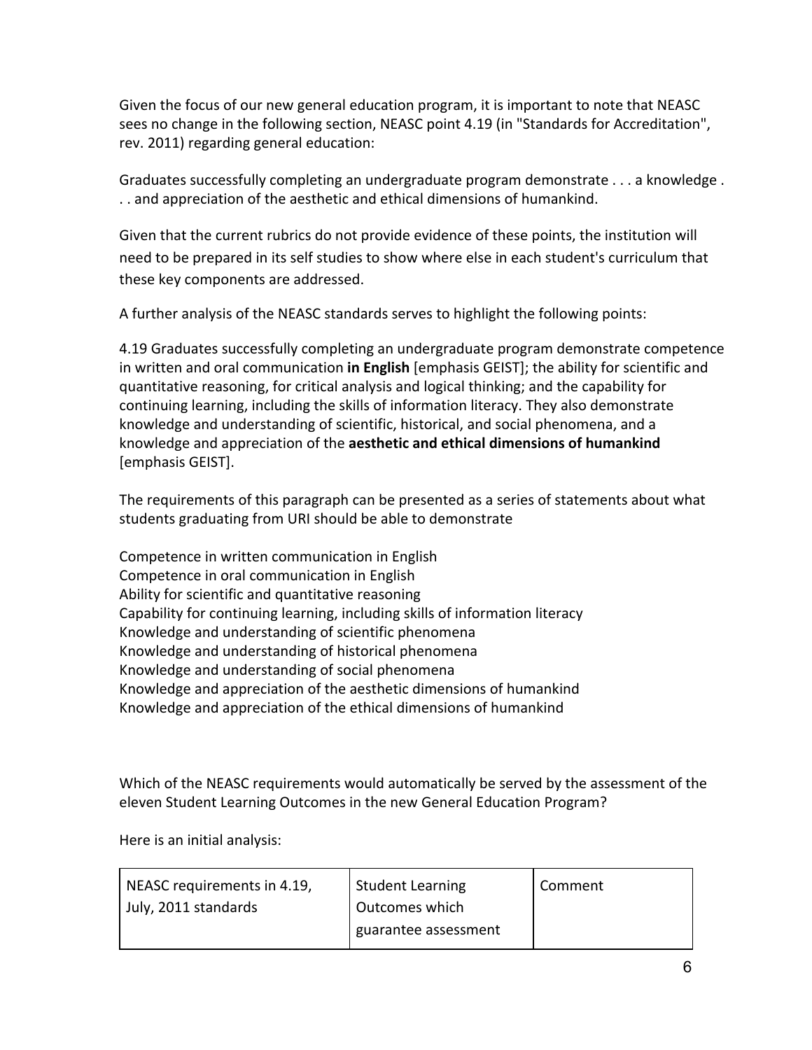Given the focus of our new general education program, it is important to note that NEASC sees no change in the following section, NEASC point 4.19 (in "Standards for Accreditation", rev. 2011) regarding general education:

Graduates successfully completing an undergraduate program demonstrate . . . a knowledge . . . and appreciation of the aesthetic and ethical dimensions of humankind.

Given that the current rubrics do not provide evidence of these points, the institution will need to be prepared in its self studies to show where else in each student's curriculum that these key components are addressed.

A further analysis of the NEASC standards serves to highlight the following points:

4.19 Graduates successfully completing an undergraduate program demonstrate competence in written and oral communication **in English** [emphasis GEIST]; the ability for scientific and quantitative reasoning, for critical analysis and logical thinking; and the capability for continuing learning, including the skills of information literacy. They also demonstrate knowledge and understanding of scientific, historical, and social phenomena, and a knowledge and appreciation of the **aesthetic and ethical dimensions of humankind** [emphasis GEIST].

The requirements of this paragraph can be presented as a series of statements about what students graduating from URI should be able to demonstrate

Competence in written communication in English
Competence in oral communication in English
Ability for scientific and quantitative reasoning
Capability for continuing learning, including skills of information literacy
Knowledge and understanding of scientific phenomena
Knowledge and understanding of historical phenomena
Knowledge and understanding of social phenomena
Knowledge and appreciation of the aesthetic dimensions of humankind
Knowledge and appreciation of the ethical dimensions of humankind

Which of the NEASC requirements would automatically be served by the assessment of the eleven Student Learning Outcomes in the new General Education Program?

Here is an initial analysis:

| NEASC requirements in 4.19, July, 2011 standards | Student Learning Outcomes which guarantee assessment | Comment |
|---|---|---|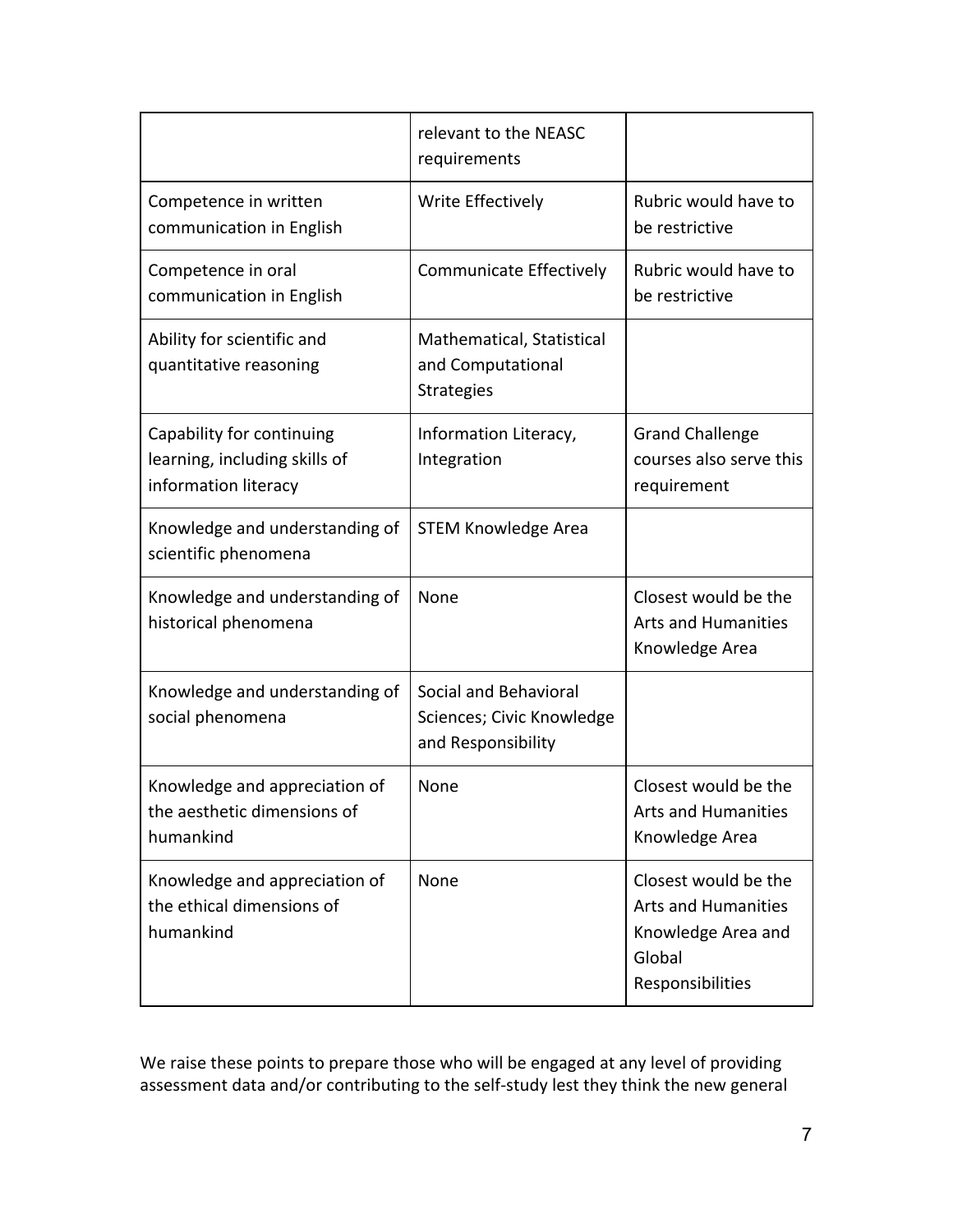|  | relevant to the NEASC requirements |  |
|---|---|---|
| Competence in written communication in English | Write Effectively | Rubric would have to be restrictive |
| Competence in oral communication in English | Communicate Effectively | Rubric would have to be restrictive |
| Ability for scientific and quantitative reasoning | Mathematical, Statistical and Computational Strategies |  |
| Capability for continuing learning, including skills of information literacy | Information Literacy, Integration | Grand Challenge courses also serve this requirement |
| Knowledge and understanding of scientific phenomena | STEM Knowledge Area |  |
| Knowledge and understanding of historical phenomena | None | Closest would be the Arts and Humanities Knowledge Area |
| Knowledge and understanding of social phenomena | Social and Behavioral Sciences; Civic Knowledge and Responsibility |  |
| Knowledge and appreciation of the aesthetic dimensions of humankind | None | Closest would be the Arts and Humanities Knowledge Area |
| Knowledge and appreciation of the ethical dimensions of humankind | None | Closest would be the Arts and Humanities Knowledge Area and Global Responsibilities |

We raise these points to prepare those who will be engaged at any level of providing assessment data and/or contributing to the self-study lest they think the new general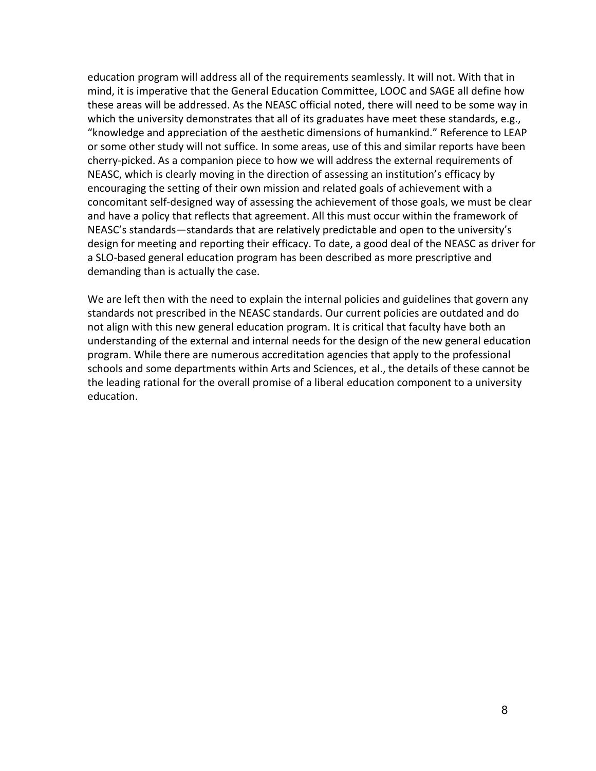education program will address all of the requirements seamlessly. It will not. With that in mind, it is imperative that the General Education Committee, LOOC and SAGE all define how these areas will be addressed. As the NEASC official noted, there will need to be some way in which the university demonstrates that all of its graduates have meet these standards, e.g., "knowledge and appreciation of the aesthetic dimensions of humankind." Reference to LEAP or some other study will not suffice. In some areas, use of this and similar reports have been cherry-picked. As a companion piece to how we will address the external requirements of NEASC, which is clearly moving in the direction of assessing an institution's efficacy by encouraging the setting of their own mission and related goals of achievement with a concomitant self-designed way of assessing the achievement of those goals, we must be clear and have a policy that reflects that agreement. All this must occur within the framework of NEASC's standards—standards that are relatively predictable and open to the university's design for meeting and reporting their efficacy. To date, a good deal of the NEASC as driver for a SLO-based general education program has been described as more prescriptive and demanding than is actually the case.

We are left then with the need to explain the internal policies and guidelines that govern any standards not prescribed in the NEASC standards. Our current policies are outdated and do not align with this new general education program. It is critical that faculty have both an understanding of the external and internal needs for the design of the new general education program. While there are numerous accreditation agencies that apply to the professional schools and some departments within Arts and Sciences, et al., the details of these cannot be the leading rational for the overall promise of a liberal education component to a university education.